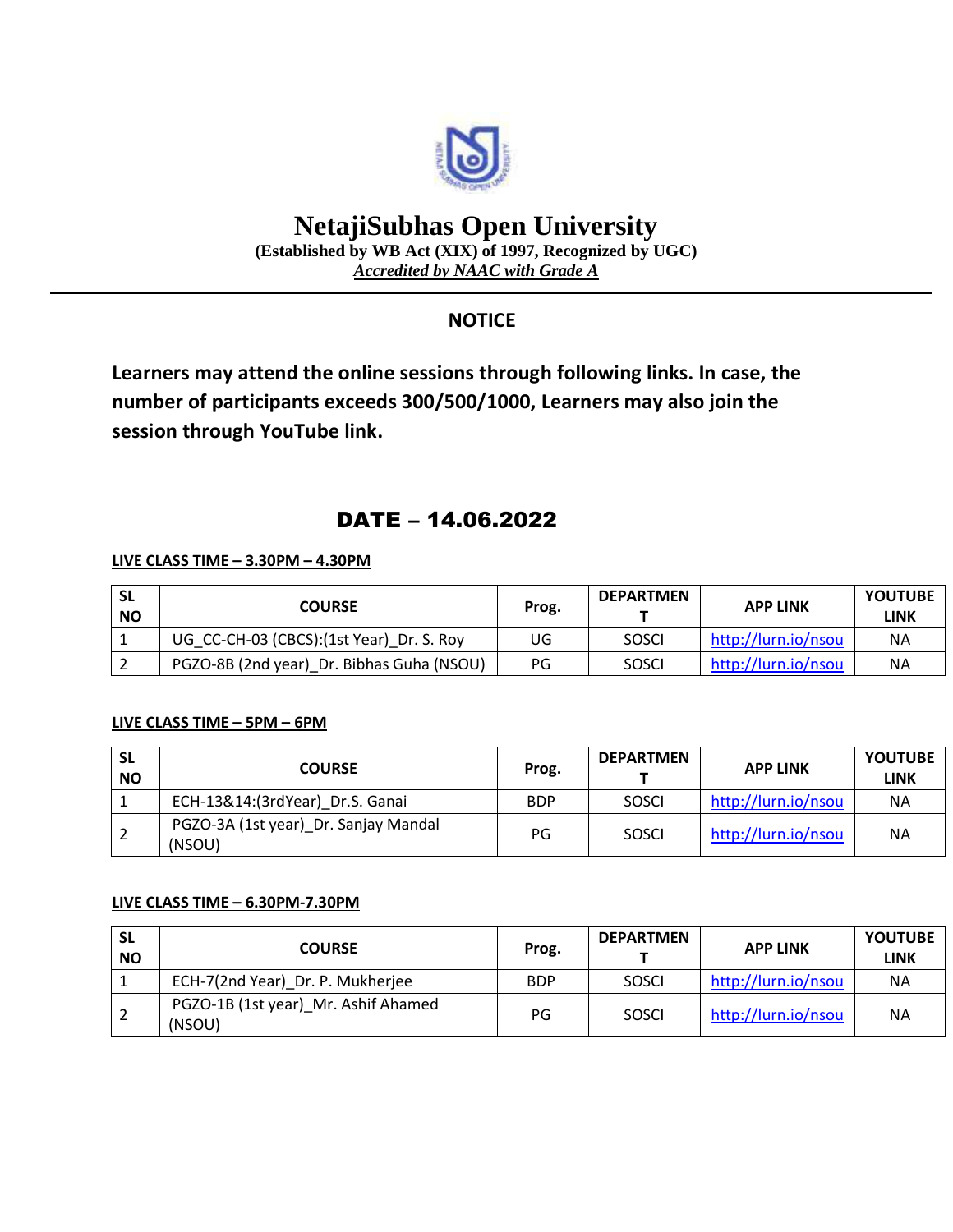# NetajiSubhas Open University

**(Established by WB Act (XIX) of 1997, Recognized by UGC)**

***Accredited by NAAC with Grade A***

## NOTICE

**Learners may attend the online sessions through following links. In case, the number of participants exceeds 300/500/1000, Learners may also join the session through YouTube link.**

## DATE – 14.06.2022

**LIVE CLASS TIME – 3.30PM – 4.30PM**

| SL NO | COURSE | Prog. | DEPARTMENT | APP LINK | YOUTUBE LINK |
|---|---|---|---|---|---|
| 1 | UG_CC-CH-03 (CBCS):(1st Year)_Dr. S. Roy | UG | SOSCI | http://lurn.io/nsou | NA |
| 2 | PGZO-8B (2nd year)_Dr. Bibhas Guha (NSOU) | PG | SOSCI | http://lurn.io/nsou | NA |

**LIVE CLASS TIME – 5PM – 6PM**

| SL NO | COURSE | Prog. | DEPARTMENT | APP LINK | YOUTUBE LINK |
|---|---|---|---|---|---|
| 1 | ECH-13&14:(3rdYear)_Dr.S. Ganai | BDP | SOSCI | http://lurn.io/nsou | NA |
| 2 | PGZO-3A (1st year)_Dr. Sanjay Mandal (NSOU) | PG | SOSCI | http://lurn.io/nsou | NA |

**LIVE CLASS TIME – 6.30PM-7.30PM**

| SL NO | COURSE | Prog. | DEPARTMENT | APP LINK | YOUTUBE LINK |
|---|---|---|---|---|---|
| 1 | ECH-7(2nd Year)_Dr. P. Mukherjee | BDP | SOSCI | http://lurn.io/nsou | NA |
| 2 | PGZO-1B (1st year)_Mr. Ashif Ahamed (NSOU) | PG | SOSCI | http://lurn.io/nsou | NA |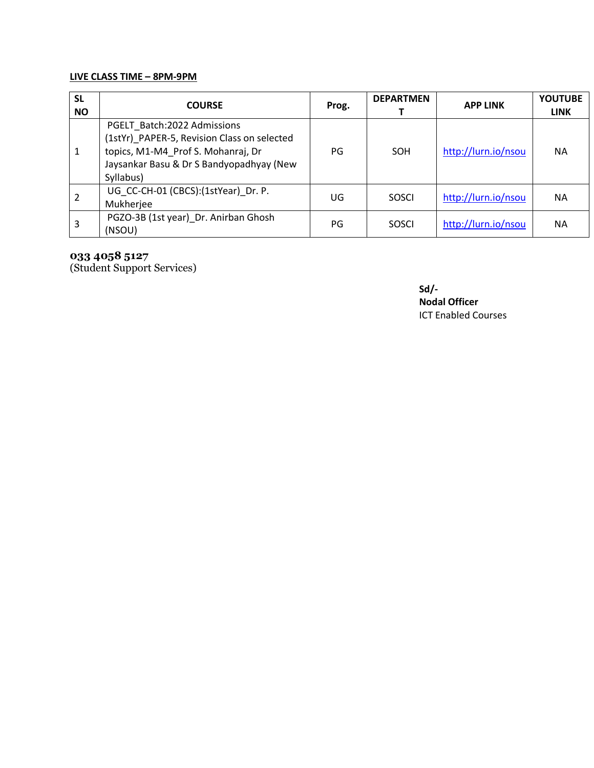**LIVE CLASS TIME – 8PM-9PM**

| SL NO | COURSE | Prog. | DEPARTMENT | APP LINK | YOUTUBE LINK |
|---|---|---|---|---|---|
| 1 | PGELT_Batch:2022 Admissions (1stYr)_PAPER-5, Revision Class on selected topics, M1-M4_Prof S. Mohanraj, Dr Jaysankar Basu & Dr S Bandyopadhyay (New Syllabus) | PG | SOH | http://lurn.io/nsou | NA |
| 2 | UG_CC-CH-01 (CBCS):(1stYear)_Dr. P. Mukherjee | UG | SOSCI | http://lurn.io/nsou | NA |
| 3 | PGZO-3B (1st year)_Dr. Anirban Ghosh (NSOU) | PG | SOSCI | http://lurn.io/nsou | NA |

**033 4058 5127**
(Student Support Services)

**Sd/-**
**Nodal Officer**
ICT Enabled Courses